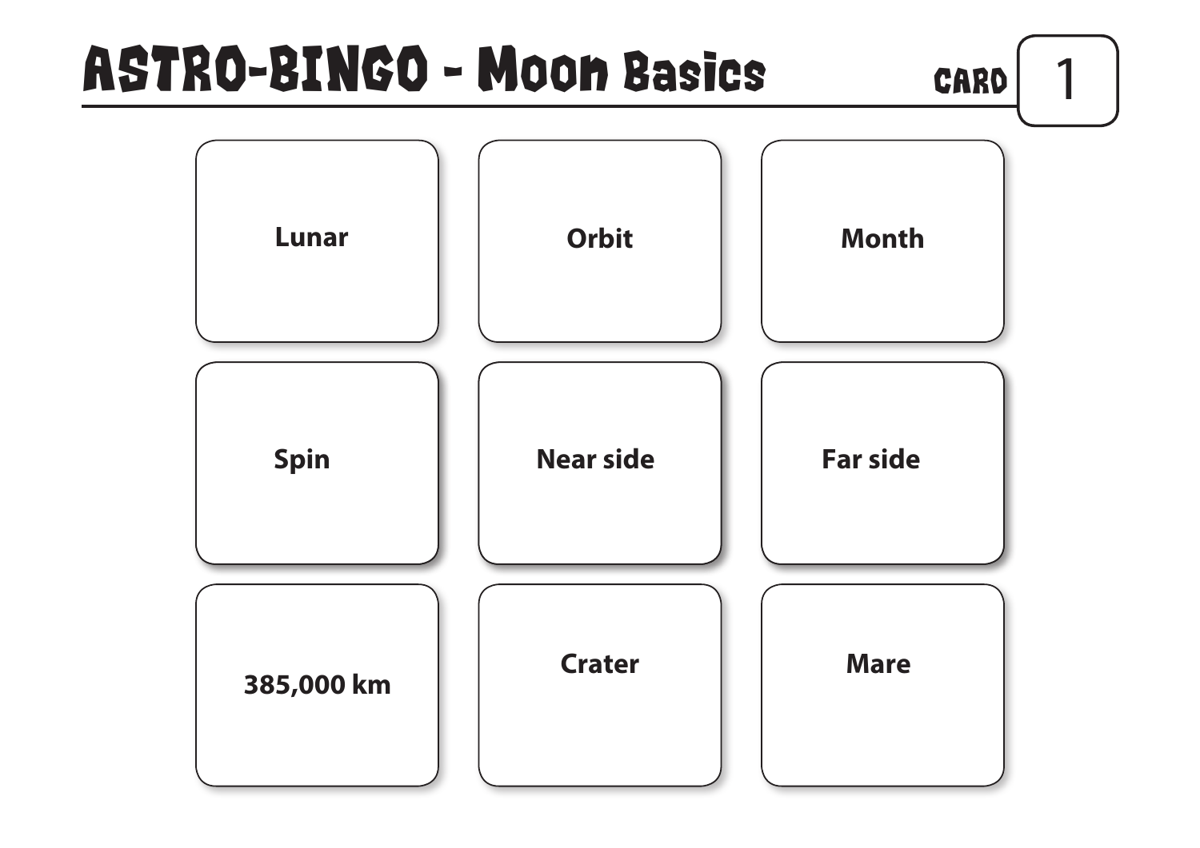# ASTRO-BINGO - Moon Basics

CARD 1

| | | |
|---|---|---|
| Lunar | Orbit | Month |
| Spin | Near side | Far side |
| 385,000 km | Crater | Mare |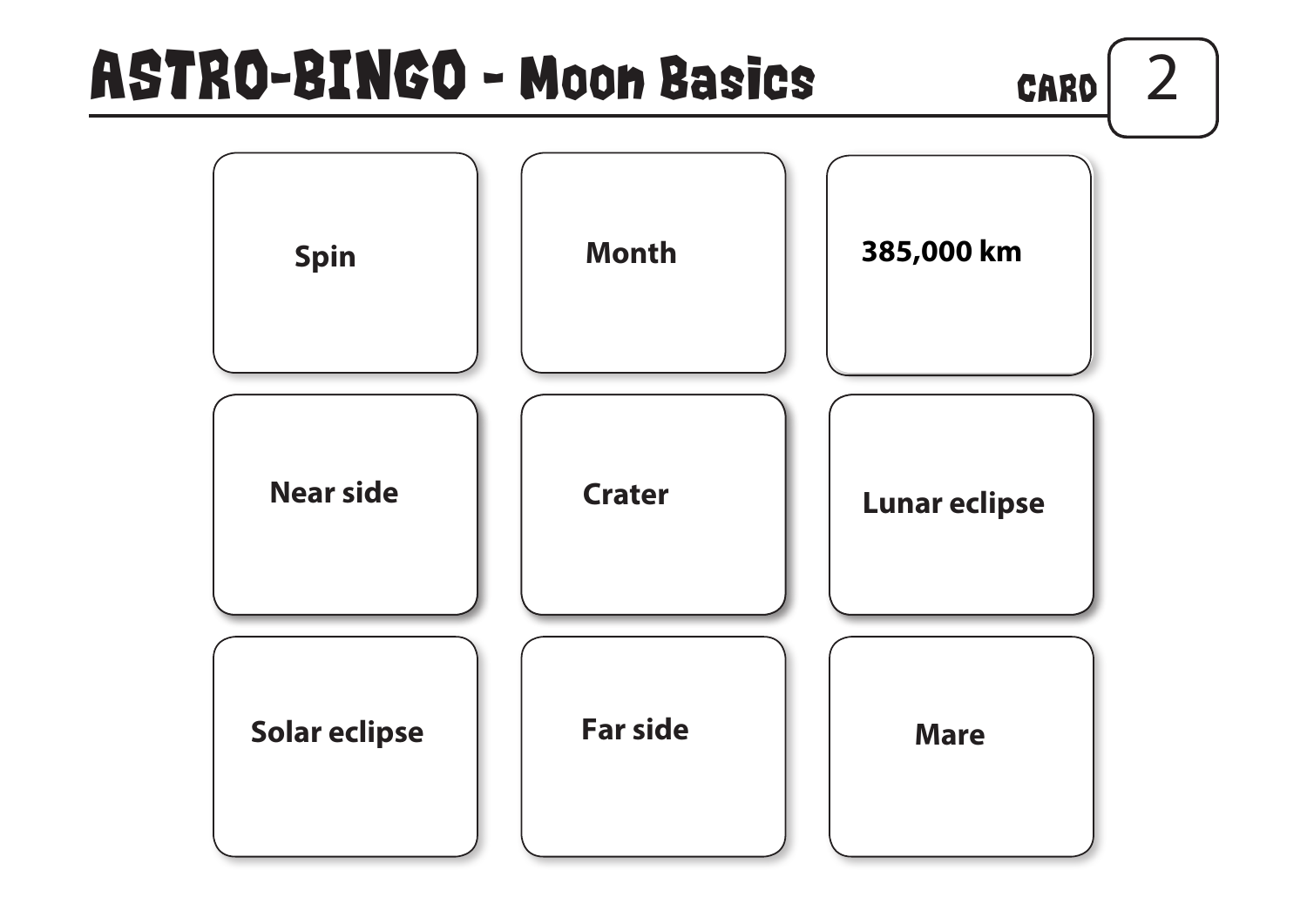# ASTRO-BINGO - Moon Basics

CARD 2

| | | |
|---|---|---|
| **Spin** | **Month** | **385,000 km** |
| **Near side** | **Crater** | **Lunar eclipse** |
| **Solar eclipse** | **Far side** | **Mare** |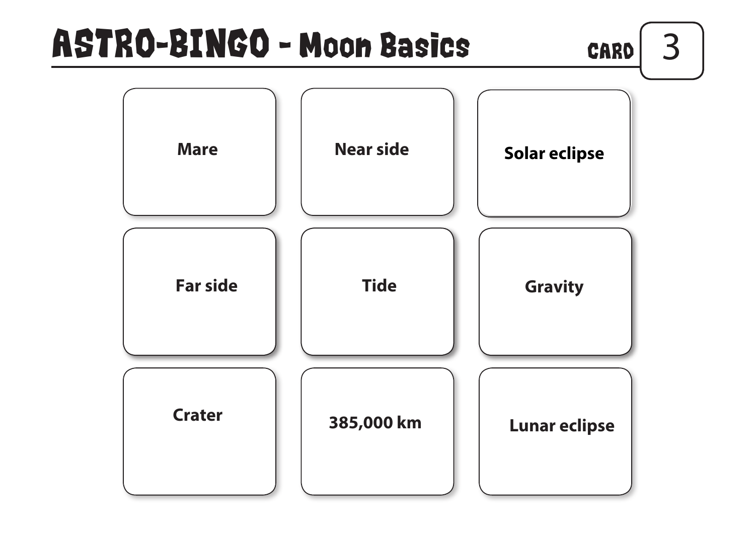# ASTRO-BINGO - Moon Basics

CARD 3

| | | |
|---|---|---|
| Mare | Near side | Solar eclipse |
| Far side | Tide | Gravity |
| Crater | 385,000 km | Lunar eclipse |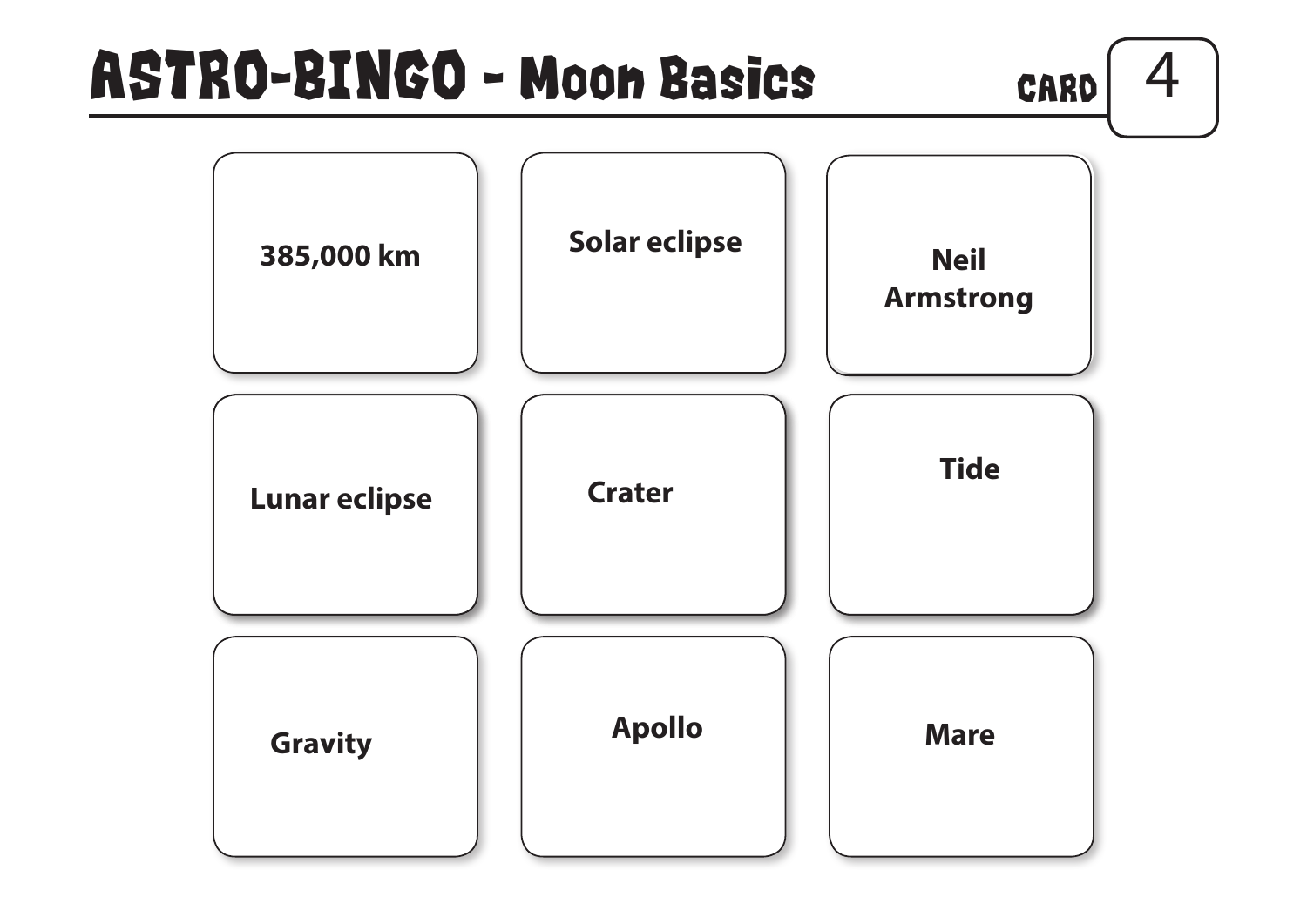# ASTRO-BINGO - Moon Basics

CARD 4

| | | |
|---|---|---|
| 385,000 km | Solar eclipse | Neil Armstrong |
| Lunar eclipse | Crater | Tide |
| Gravity | Apollo | Mare |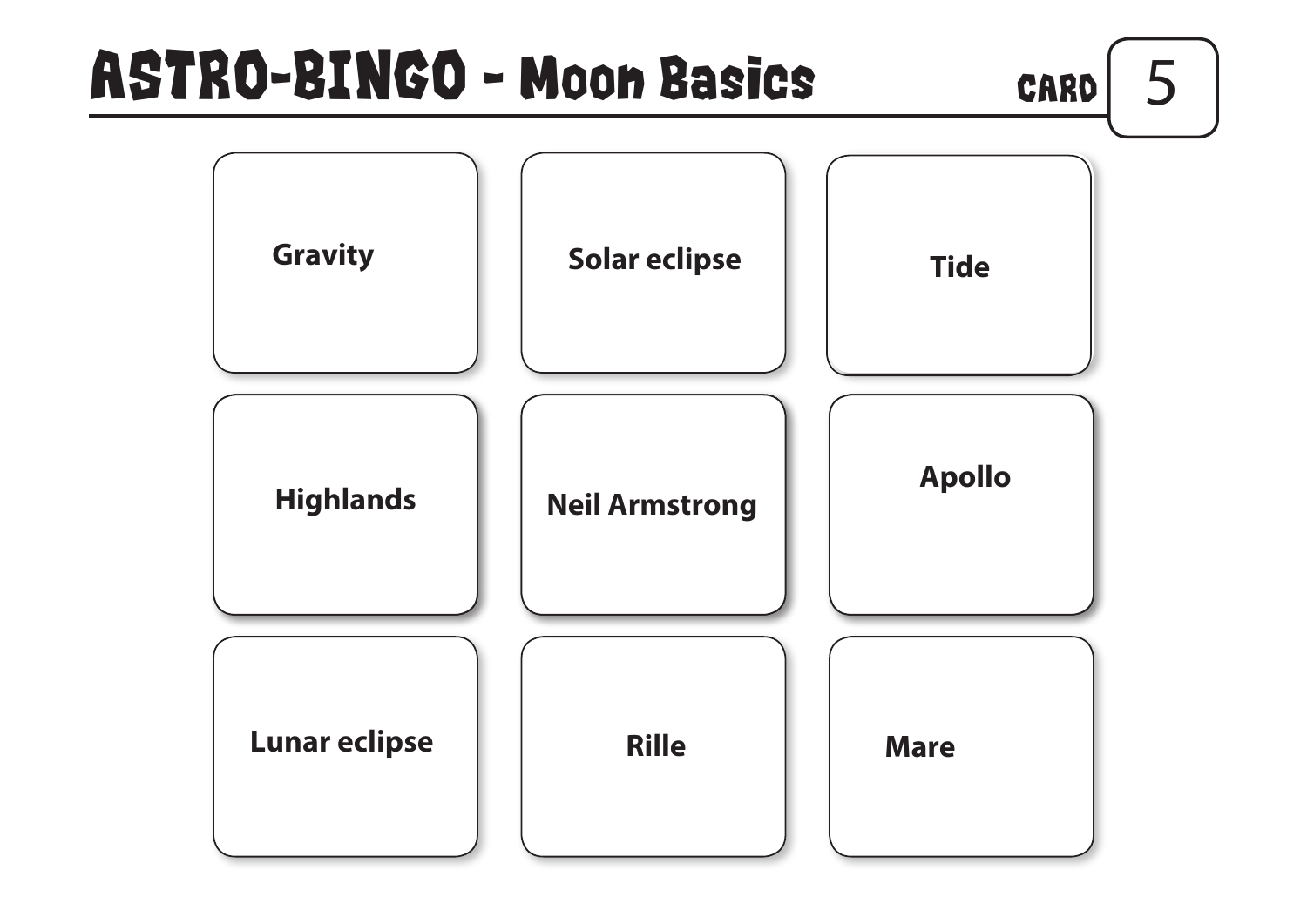# ASTRO-BINGO - Moon Basics

CARD 5

| | | |
|---|---|---|
| Gravity | Solar eclipse | Tide |
| Highlands | Neil Armstrong | Apollo |
| Lunar eclipse | Rille | Mare |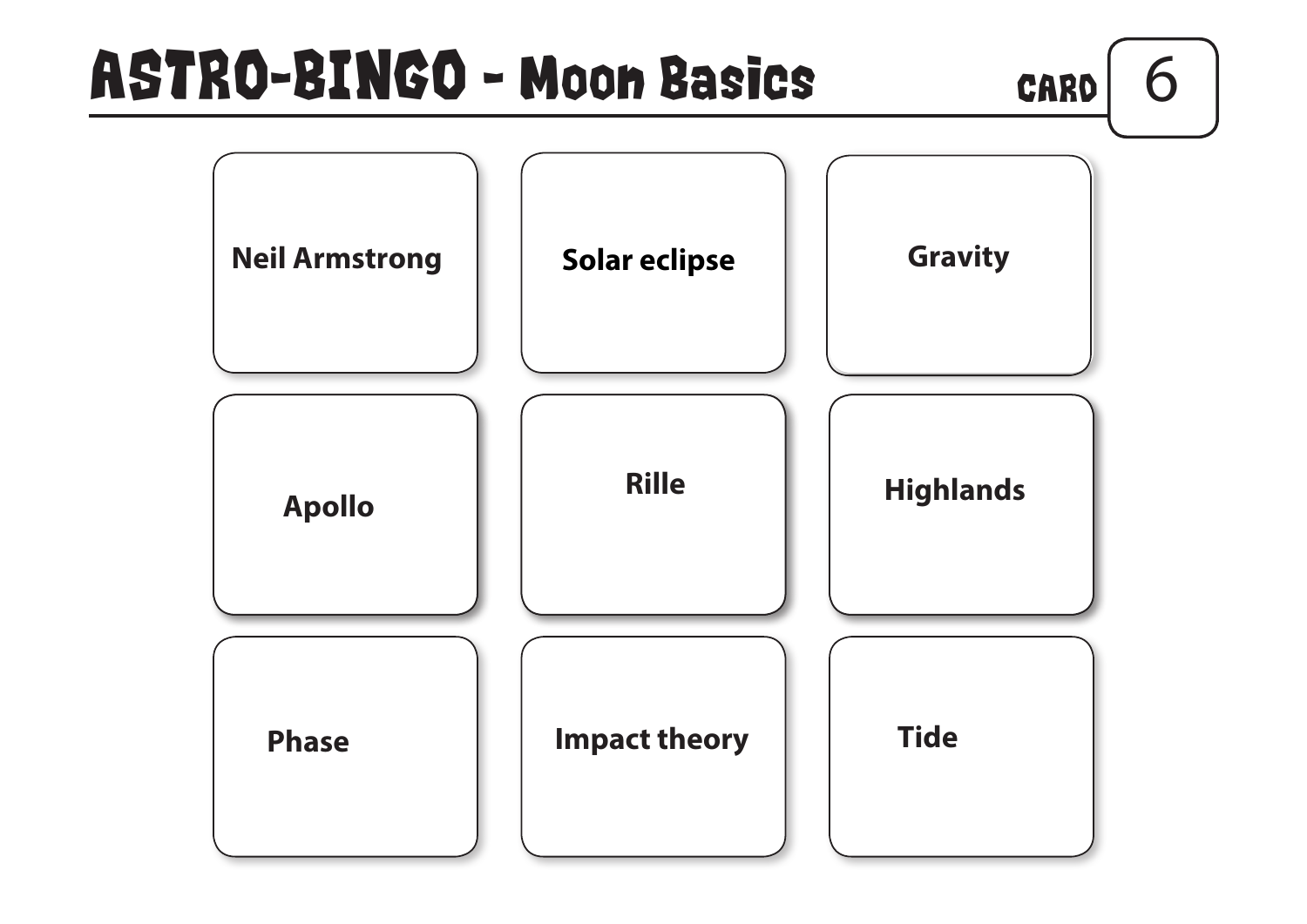# ASTRO-BINGO - Moon Basics

CARD 6

| | | |
|---|---|---|
| Neil Armstrong | Solar eclipse | Gravity |
| Apollo | Rille | Highlands |
| Phase | Impact theory | Tide |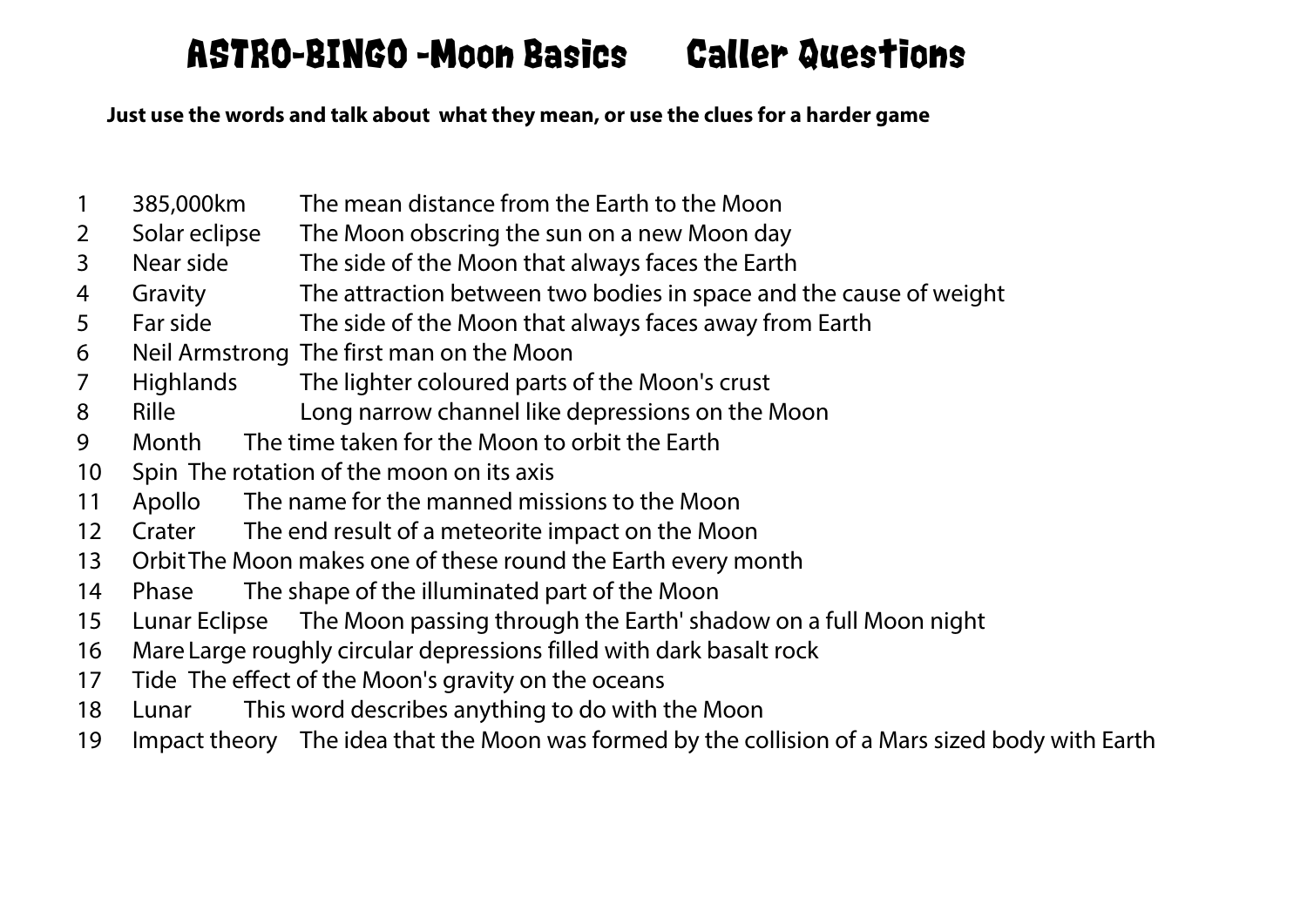# ASTRO-BINGO -Moon Basics Caller Questions

**Just use the words and talk about what they mean, or use the clues for a harder game**

| | | |
|---|---|---|
| 1 | 385,000km | The mean distance from the Earth to the Moon |
| 2 | Solar eclipse | The Moon obscring the sun on a new Moon day |
| 3 | Near side | The side of the Moon that always faces the Earth |
| 4 | Gravity | The attraction between two bodies in space and the cause of weight |
| 5 | Far side | The side of the Moon that always faces away from Earth |
| 6 | Neil Armstrong | The first man on the Moon |
| 7 | Highlands | The lighter coloured parts of the Moon's crust |
| 8 | Rille | Long narrow channel like depressions on the Moon |
| 9 | Month | The time taken for the Moon to orbit the Earth |
| 10 | Spin | The rotation of the moon on its axis |
| 11 | Apollo | The name for the manned missions to the Moon |
| 12 | Crater | The end result of a meteorite impact on the Moon |
| 13 | Orbit | The Moon makes one of these round the Earth every month |
| 14 | Phase | The shape of the illuminated part of the Moon |
| 15 | Lunar Eclipse | The Moon passing through the Earth' shadow on a full Moon night |
| 16 | Mare | Large roughly circular depressions filled with dark basalt rock |
| 17 | Tide | The effect of the Moon's gravity on the oceans |
| 18 | Lunar | This word describes anything to do with the Moon |
| 19 | Impact theory | The idea that the Moon was formed by the collision of a Mars sized body with Earth |